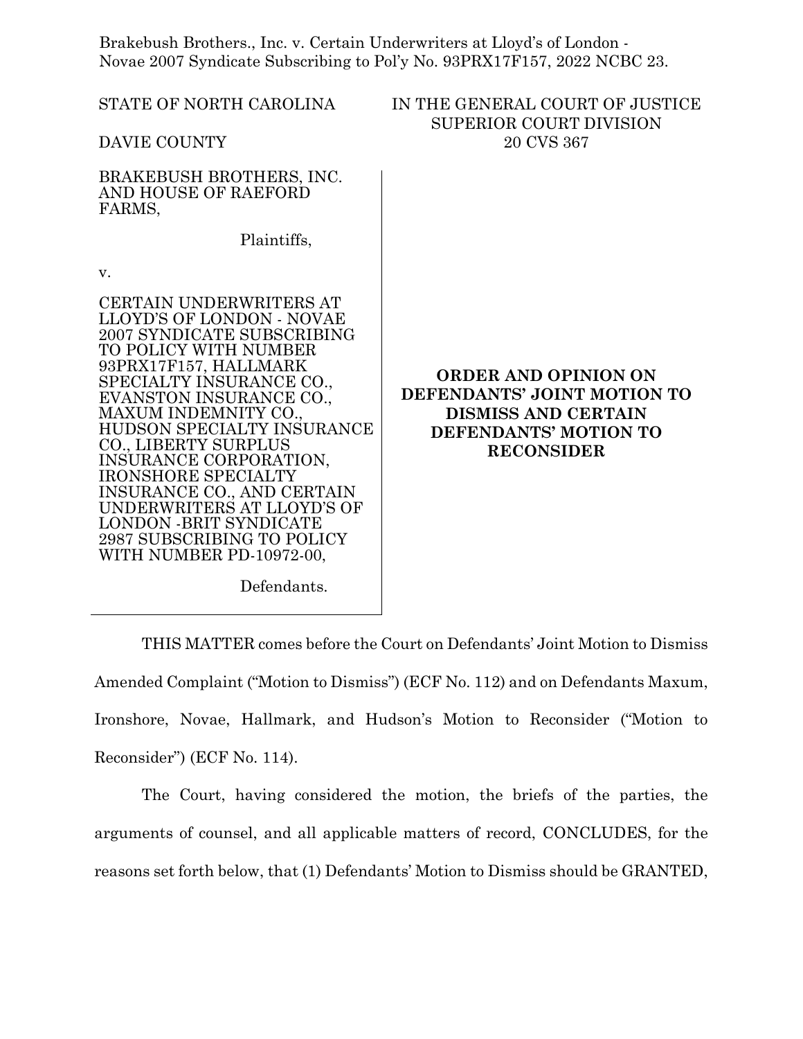Brakebush Brothers., Inc. v. Certain Underwriters at Lloyd's of London - Novae 2007 Syndicate Subscribing to Pol'y No. 93PRX17F157, 2022 NCBC 23.

STATE OF NORTH CAROLINA

DAVIE COUNTY

IN THE GENERAL COURT OF JUSTICE
SUPERIOR COURT DIVISION
20 CVS 367

BRAKEBUSH BROTHERS, INC. AND HOUSE OF RAEFORD FARMS,

Plaintiffs,

v.

CERTAIN UNDERWRITERS AT LLOYD'S OF LONDON - NOVAE 2007 SYNDICATE SUBSCRIBING TO POLICY WITH NUMBER 93PRX17F157, HALLMARK SPECIALTY INSURANCE CO., EVANSTON INSURANCE CO., MAXUM INDEMNITY CO., HUDSON SPECIALTY INSURANCE CO., LIBERTY SURPLUS INSURANCE CORPORATION, IRONSHORE SPECIALTY INSURANCE CO., AND CERTAIN UNDERWRITERS AT LLOYD'S OF LONDON -BRIT SYNDICATE 2987 SUBSCRIBING TO POLICY WITH NUMBER PD-10972-00,

Defendants.

**ORDER AND OPINION ON DEFENDANTS' JOINT MOTION TO DISMISS AND CERTAIN DEFENDANTS' MOTION TO RECONSIDER**

THIS MATTER comes before the Court on Defendants' Joint Motion to Dismiss Amended Complaint ("Motion to Dismiss") (ECF No. 112) and on Defendants Maxum, Ironshore, Novae, Hallmark, and Hudson's Motion to Reconsider ("Motion to Reconsider") (ECF No. 114).

The Court, having considered the motion, the briefs of the parties, the arguments of counsel, and all applicable matters of record, CONCLUDES, for the reasons set forth below, that (1) Defendants' Motion to Dismiss should be GRANTED,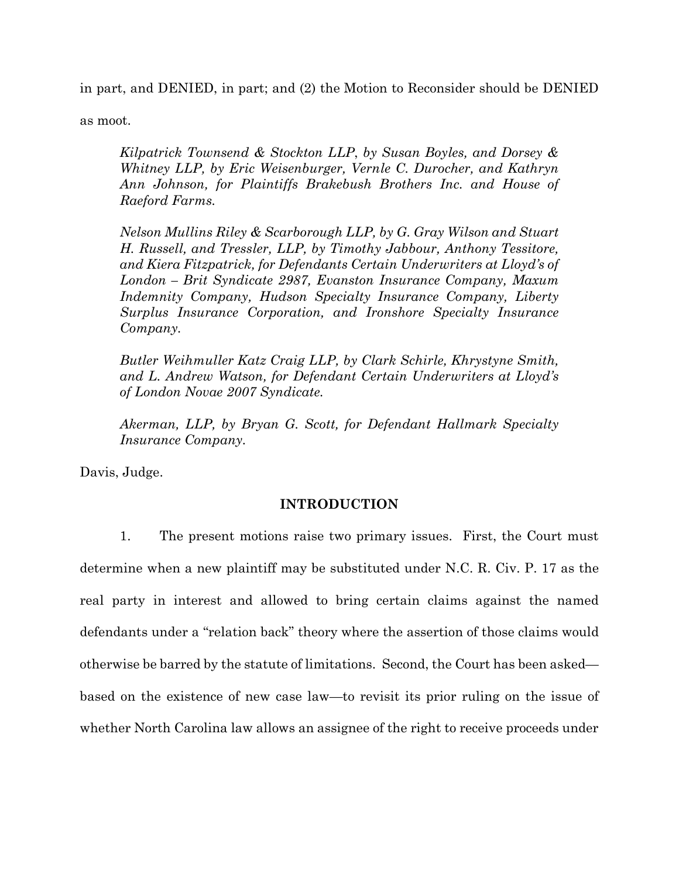in part, and DENIED, in part; and (2) the Motion to Reconsider should be DENIED as moot.

*Kilpatrick Townsend & Stockton LLP, by Susan Boyles, and Dorsey & Whitney LLP, by Eric Weisenburger, Vernle C. Durocher, and Kathryn Ann Johnson, for Plaintiffs Brakebush Brothers Inc. and House of Raeford Farms.*

*Nelson Mullins Riley & Scarborough LLP, by G. Gray Wilson and Stuart H. Russell, and Tressler, LLP, by Timothy Jabbour, Anthony Tessitore, and Kiera Fitzpatrick, for Defendants Certain Underwriters at Lloyd's of London – Brit Syndicate 2987, Evanston Insurance Company, Maxum Indemnity Company, Hudson Specialty Insurance Company, Liberty Surplus Insurance Corporation, and Ironshore Specialty Insurance Company.*

*Butler Weihmuller Katz Craig LLP, by Clark Schirle, Khrystyne Smith, and L. Andrew Watson, for Defendant Certain Underwriters at Lloyd's of London Novae 2007 Syndicate.*

*Akerman, LLP, by Bryan G. Scott, for Defendant Hallmark Specialty Insurance Company.*

Davis, Judge.

## INTRODUCTION

1. The present motions raise two primary issues. First, the Court must determine when a new plaintiff may be substituted under N.C. R. Civ. P. 17 as the real party in interest and allowed to bring certain claims against the named defendants under a "relation back" theory where the assertion of those claims would otherwise be barred by the statute of limitations. Second, the Court has been asked—based on the existence of new case law—to revisit its prior ruling on the issue of whether North Carolina law allows an assignee of the right to receive proceeds under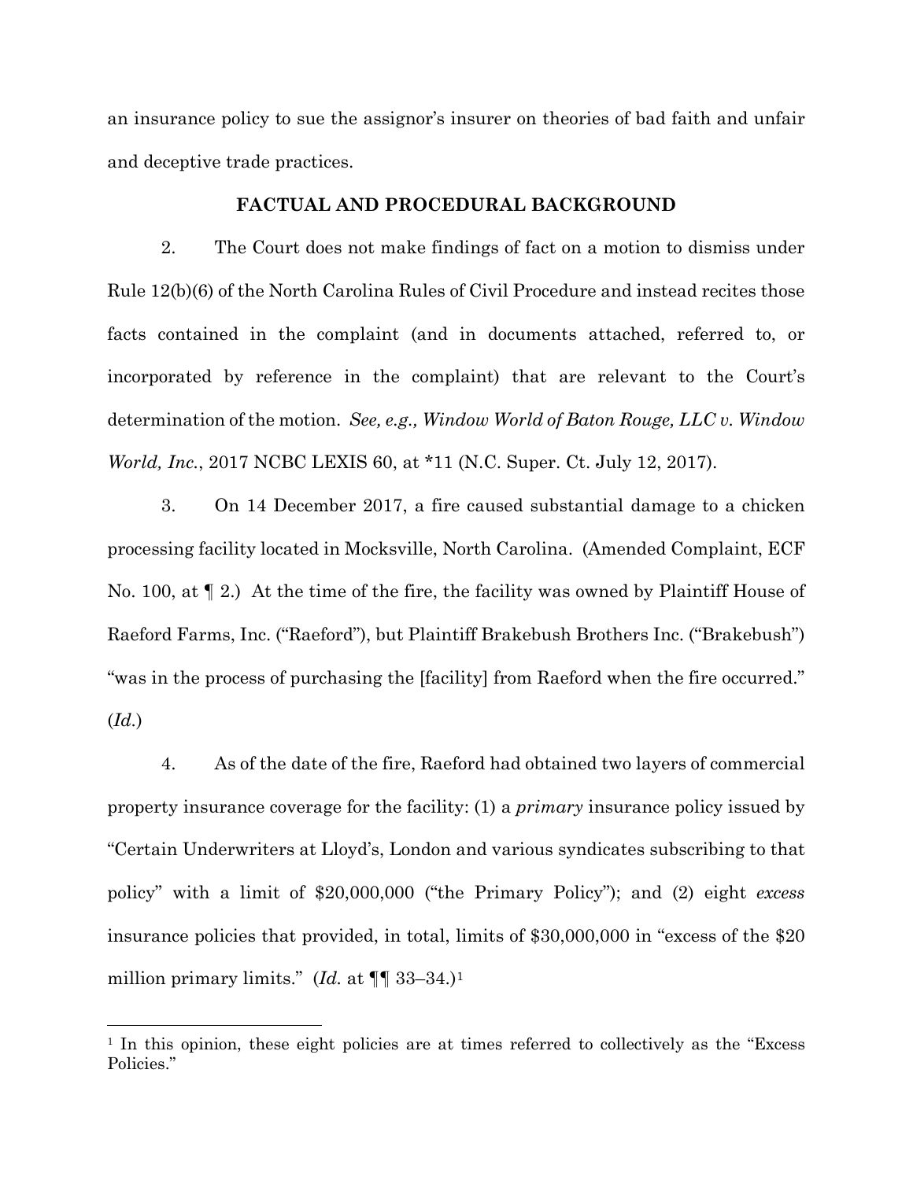an insurance policy to sue the assignor's insurer on theories of bad faith and unfair and deceptive trade practices.

**FACTUAL AND PROCEDURAL BACKGROUND**

2. The Court does not make findings of fact on a motion to dismiss under Rule 12(b)(6) of the North Carolina Rules of Civil Procedure and instead recites those facts contained in the complaint (and in documents attached, referred to, or incorporated by reference in the complaint) that are relevant to the Court's determination of the motion. *See, e.g., Window World of Baton Rouge, LLC v. Window World, Inc.*, 2017 NCBC LEXIS 60, at *11 (N.C. Super. Ct. July 12, 2017).

3. On 14 December 2017, a fire caused substantial damage to a chicken processing facility located in Mocksville, North Carolina. (Amended Complaint, ECF No. 100, at ¶ 2.) At the time of the fire, the facility was owned by Plaintiff House of Raeford Farms, Inc. ("Raeford"), but Plaintiff Brakebush Brothers Inc. ("Brakebush") "was in the process of purchasing the [facility] from Raeford when the fire occurred." (*Id.*)

4. As of the date of the fire, Raeford had obtained two layers of commercial property insurance coverage for the facility: (1) a *primary* insurance policy issued by "Certain Underwriters at Lloyd's, London and various syndicates subscribing to that policy" with a limit of $20,000,000 ("the Primary Policy"); and (2) eight *excess* insurance policies that provided, in total, limits of $30,000,000 in "excess of the $20 million primary limits." (*Id.* at ¶¶ 33–34.)[1]

[1] In this opinion, these eight policies are at times referred to collectively as the "Excess Policies."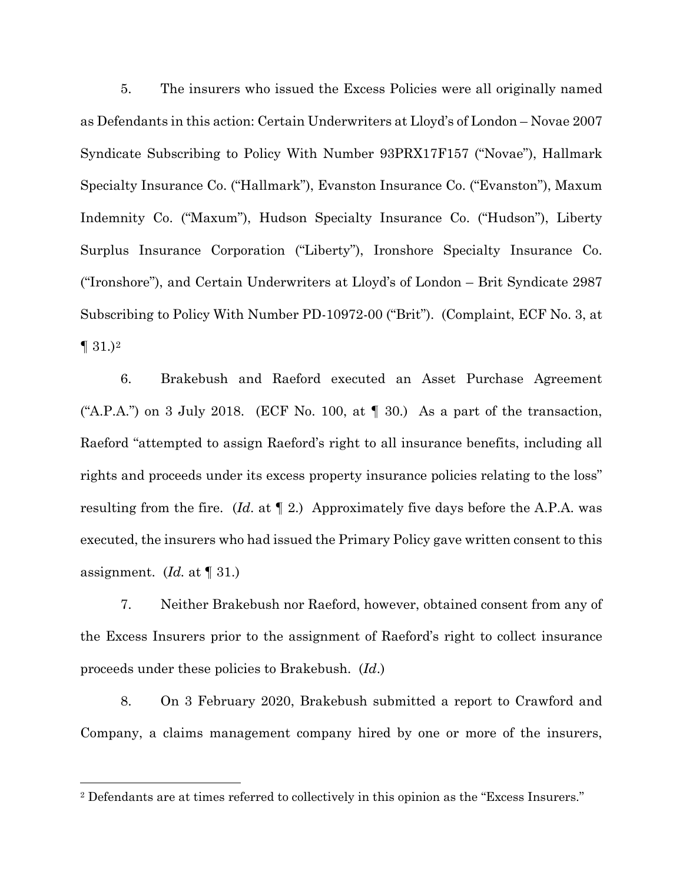5. The insurers who issued the Excess Policies were all originally named as Defendants in this action: Certain Underwriters at Lloyd's of London – Novae 2007 Syndicate Subscribing to Policy With Number 93PRX17F157 ("Novae"), Hallmark Specialty Insurance Co. ("Hallmark"), Evanston Insurance Co. ("Evanston"), Maxum Indemnity Co. ("Maxum"), Hudson Specialty Insurance Co. ("Hudson"), Liberty Surplus Insurance Corporation ("Liberty"), Ironshore Specialty Insurance Co. ("Ironshore"), and Certain Underwriters at Lloyd's of London – Brit Syndicate 2987 Subscribing to Policy With Number PD-10972-00 ("Brit"). (Complaint, ECF No. 3, at ¶ 31.)[2]

6. Brakebush and Raeford executed an Asset Purchase Agreement ("A.P.A.") on 3 July 2018. (ECF No. 100, at ¶ 30.) As a part of the transaction, Raeford "attempted to assign Raeford's right to all insurance benefits, including all rights and proceeds under its excess property insurance policies relating to the loss" resulting from the fire. (*Id.* at ¶ 2.) Approximately five days before the A.P.A. was executed, the insurers who had issued the Primary Policy gave written consent to this assignment. (*Id.* at ¶ 31.)

7. Neither Brakebush nor Raeford, however, obtained consent from any of the Excess Insurers prior to the assignment of Raeford's right to collect insurance proceeds under these policies to Brakebush. (*Id.*)

8. On 3 February 2020, Brakebush submitted a report to Crawford and Company, a claims management company hired by one or more of the insurers,

[2] Defendants are at times referred to collectively in this opinion as the "Excess Insurers."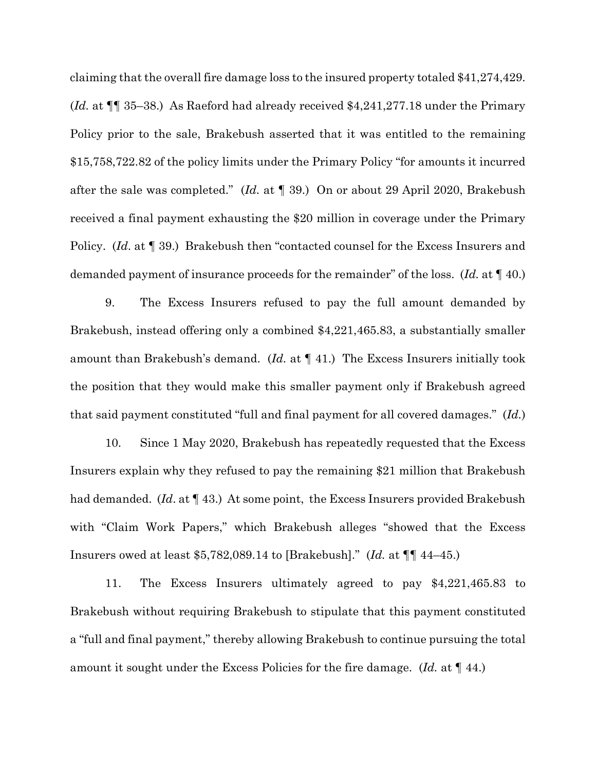claiming that the overall fire damage loss to the insured property totaled $41,274,429. (*Id.* at ¶¶ 35–38.) As Raeford had already received $4,241,277.18 under the Primary Policy prior to the sale, Brakebush asserted that it was entitled to the remaining $15,758,722.82 of the policy limits under the Primary Policy "for amounts it incurred after the sale was completed." (*Id.* at ¶ 39.) On or about 29 April 2020, Brakebush received a final payment exhausting the $20 million in coverage under the Primary Policy. (*Id.* at ¶ 39.) Brakebush then "contacted counsel for the Excess Insurers and demanded payment of insurance proceeds for the remainder" of the loss. (*Id.* at ¶ 40.)

9. The Excess Insurers refused to pay the full amount demanded by Brakebush, instead offering only a combined $4,221,465.83, a substantially smaller amount than Brakebush's demand. (*Id.* at ¶ 41.) The Excess Insurers initially took the position that they would make this smaller payment only if Brakebush agreed that said payment constituted "full and final payment for all covered damages." (*Id.*)

10. Since 1 May 2020, Brakebush has repeatedly requested that the Excess Insurers explain why they refused to pay the remaining $21 million that Brakebush had demanded. (*Id.* at ¶ 43.) At some point, the Excess Insurers provided Brakebush with "Claim Work Papers," which Brakebush alleges "showed that the Excess Insurers owed at least $5,782,089.14 to [Brakebush]." (*Id.* at ¶¶ 44–45.)

11. The Excess Insurers ultimately agreed to pay $4,221,465.83 to Brakebush without requiring Brakebush to stipulate that this payment constituted a "full and final payment," thereby allowing Brakebush to continue pursuing the total amount it sought under the Excess Policies for the fire damage. (*Id.* at ¶ 44.)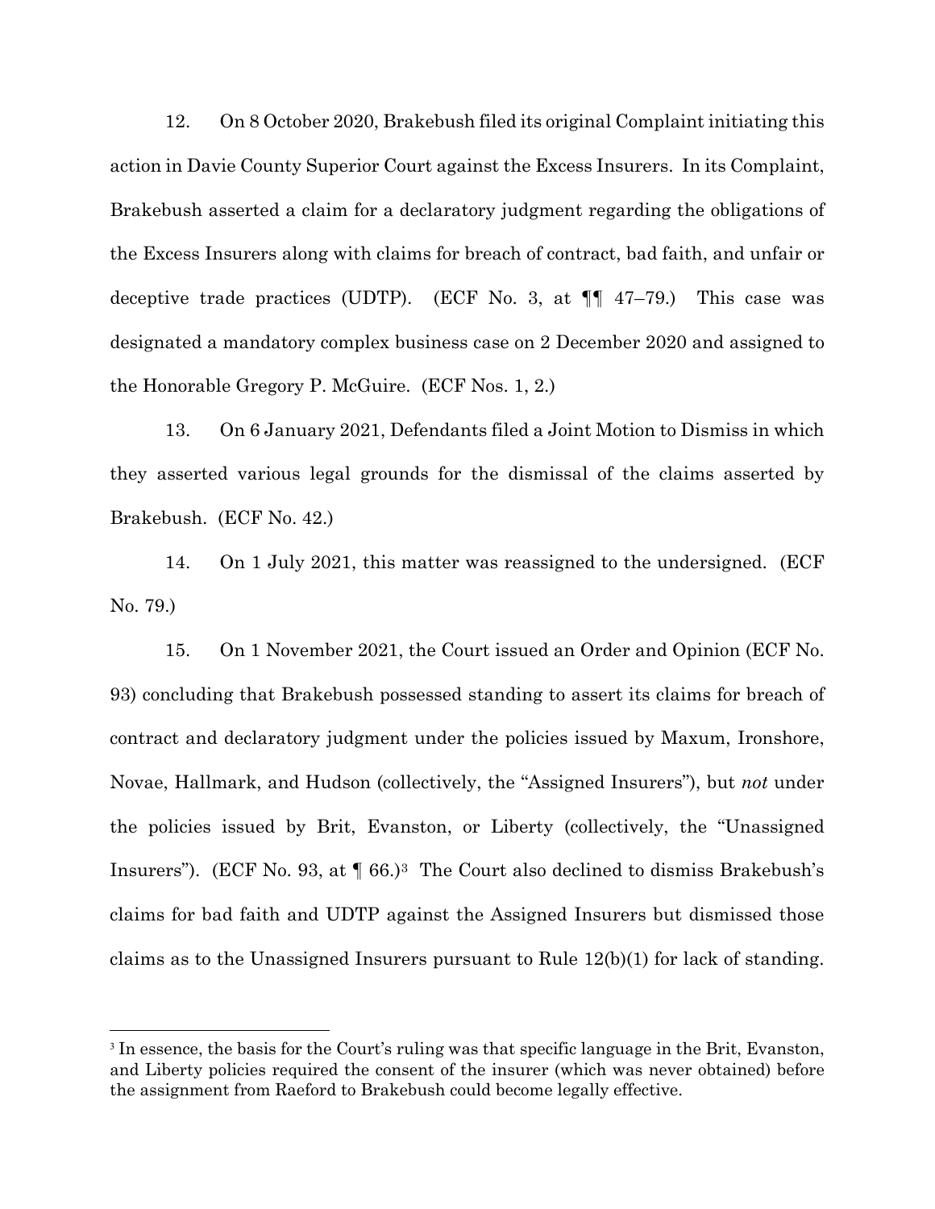12. On 8 October 2020, Brakebush filed its original Complaint initiating this action in Davie County Superior Court against the Excess Insurers. In its Complaint, Brakebush asserted a claim for a declaratory judgment regarding the obligations of the Excess Insurers along with claims for breach of contract, bad faith, and unfair or deceptive trade practices (UDTP). (ECF No. 3, at ¶¶ 47–79.) This case was designated a mandatory complex business case on 2 December 2020 and assigned to the Honorable Gregory P. McGuire. (ECF Nos. 1, 2.)

13. On 6 January 2021, Defendants filed a Joint Motion to Dismiss in which they asserted various legal grounds for the dismissal of the claims asserted by Brakebush. (ECF No. 42.)

14. On 1 July 2021, this matter was reassigned to the undersigned. (ECF No. 79.)

15. On 1 November 2021, the Court issued an Order and Opinion (ECF No. 93) concluding that Brakebush possessed standing to assert its claims for breach of contract and declaratory judgment under the policies issued by Maxum, Ironshore, Novae, Hallmark, and Hudson (collectively, the "Assigned Insurers"), but *not* under the policies issued by Brit, Evanston, or Liberty (collectively, the "Unassigned Insurers"). (ECF No. 93, at ¶ 66.)[3] The Court also declined to dismiss Brakebush's claims for bad faith and UDTP against the Assigned Insurers but dismissed those claims as to the Unassigned Insurers pursuant to Rule 12(b)(1) for lack of standing.

[3] In essence, the basis for the Court's ruling was that specific language in the Brit, Evanston, and Liberty policies required the consent of the insurer (which was never obtained) before the assignment from Raeford to Brakebush could become legally effective.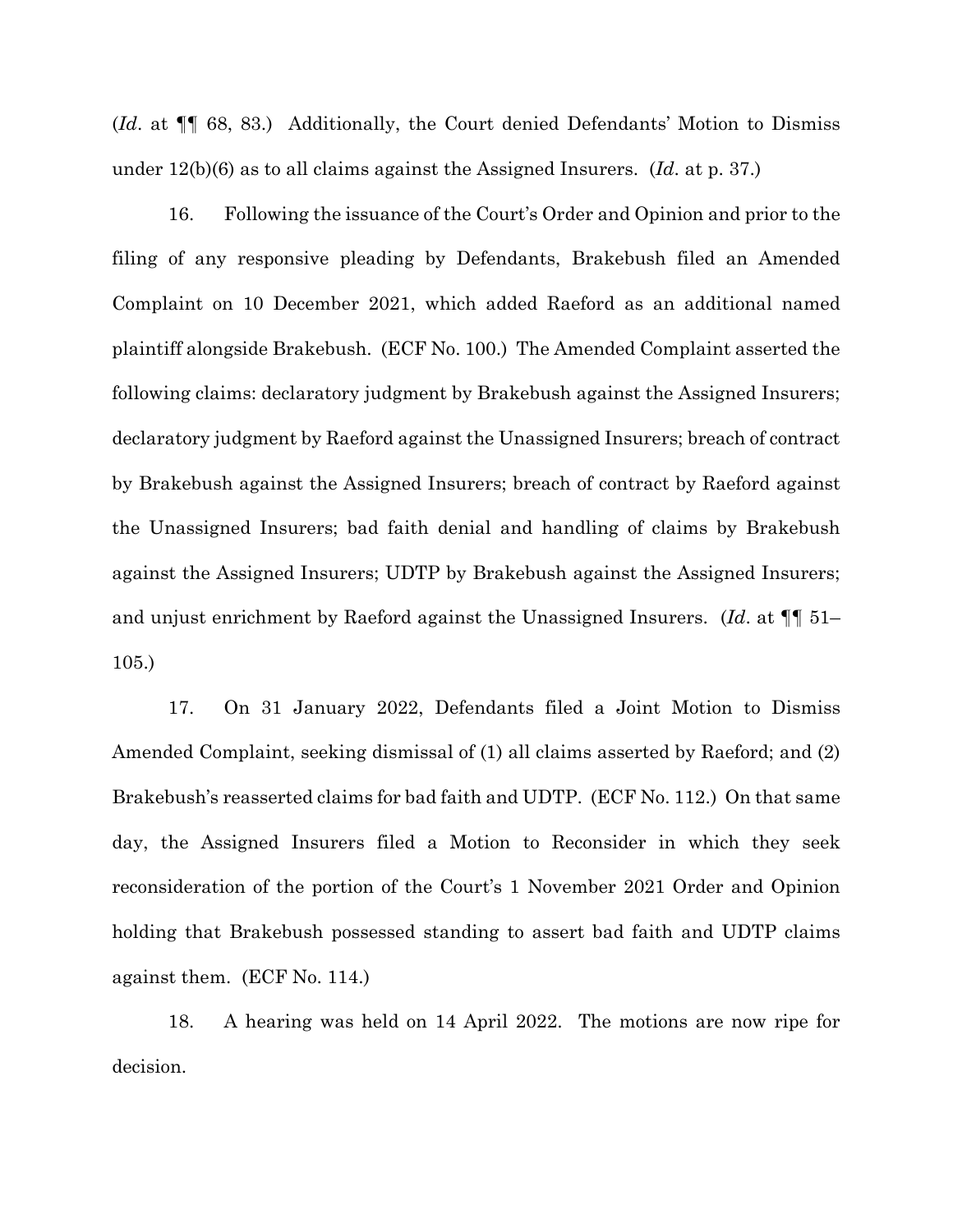(*Id*. at ¶¶ 68, 83.) Additionally, the Court denied Defendants' Motion to Dismiss under 12(b)(6) as to all claims against the Assigned Insurers. (*Id*. at p. 37.)

16. Following the issuance of the Court's Order and Opinion and prior to the filing of any responsive pleading by Defendants, Brakebush filed an Amended Complaint on 10 December 2021, which added Raeford as an additional named plaintiff alongside Brakebush. (ECF No. 100.) The Amended Complaint asserted the following claims: declaratory judgment by Brakebush against the Assigned Insurers; declaratory judgment by Raeford against the Unassigned Insurers; breach of contract by Brakebush against the Assigned Insurers; breach of contract by Raeford against the Unassigned Insurers; bad faith denial and handling of claims by Brakebush against the Assigned Insurers; UDTP by Brakebush against the Assigned Insurers; and unjust enrichment by Raeford against the Unassigned Insurers. (*Id*. at ¶¶ 51–105.)

17. On 31 January 2022, Defendants filed a Joint Motion to Dismiss Amended Complaint, seeking dismissal of (1) all claims asserted by Raeford; and (2) Brakebush's reasserted claims for bad faith and UDTP. (ECF No. 112.) On that same day, the Assigned Insurers filed a Motion to Reconsider in which they seek reconsideration of the portion of the Court's 1 November 2021 Order and Opinion holding that Brakebush possessed standing to assert bad faith and UDTP claims against them. (ECF No. 114.)

18. A hearing was held on 14 April 2022. The motions are now ripe for decision.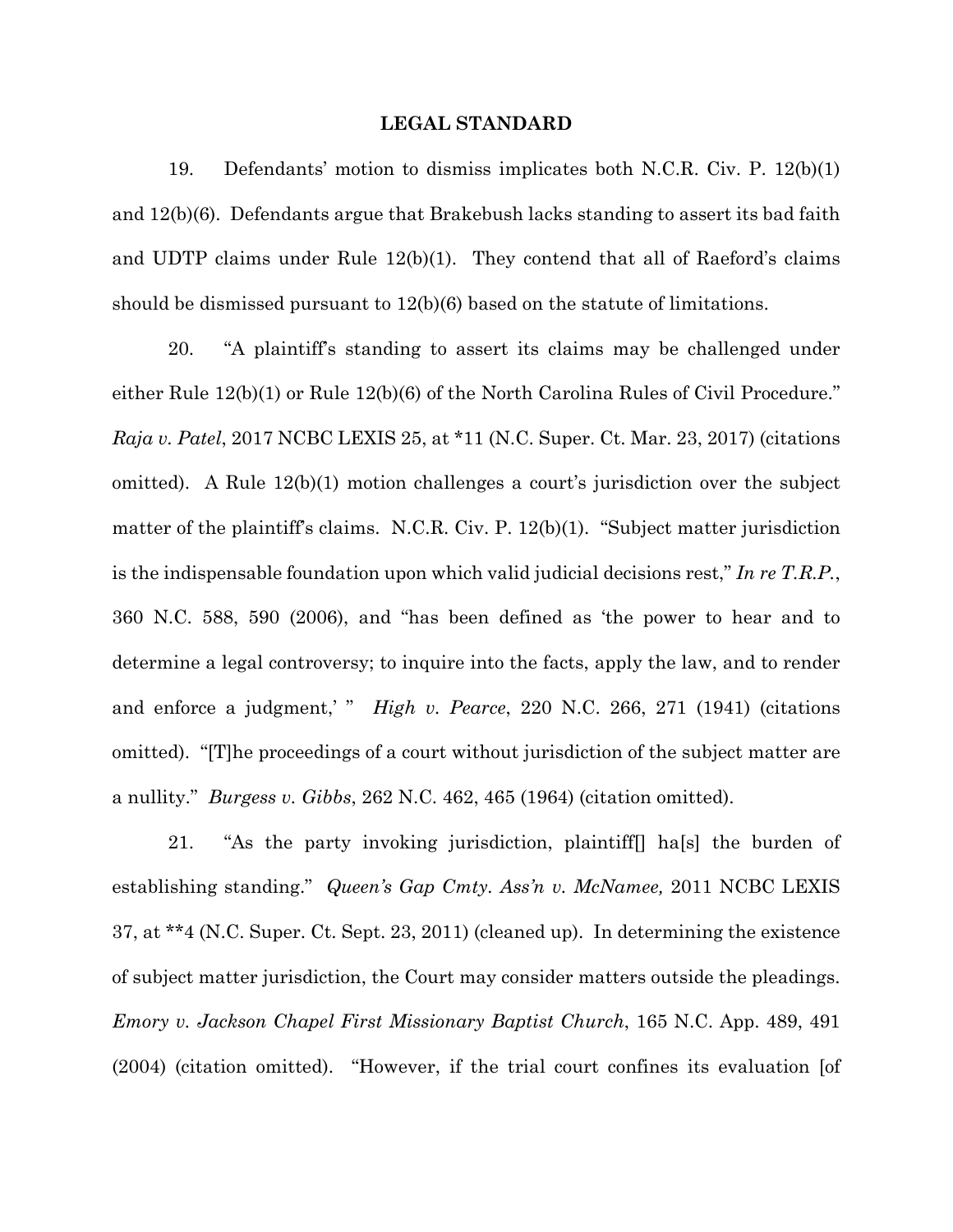## LEGAL STANDARD

19. Defendants' motion to dismiss implicates both N.C.R. Civ. P. 12(b)(1) and 12(b)(6). Defendants argue that Brakebush lacks standing to assert its bad faith and UDTP claims under Rule 12(b)(1). They contend that all of Raeford's claims should be dismissed pursuant to 12(b)(6) based on the statute of limitations.

20. "A plaintiff's standing to assert its claims may be challenged under either Rule 12(b)(1) or Rule 12(b)(6) of the North Carolina Rules of Civil Procedure." *Raja v. Patel*, 2017 NCBC LEXIS 25, at *11 (N.C. Super. Ct. Mar. 23, 2017) (citations omitted). A Rule 12(b)(1) motion challenges a court's jurisdiction over the subject matter of the plaintiff's claims. N.C.R. Civ. P. 12(b)(1). "Subject matter jurisdiction is the indispensable foundation upon which valid judicial decisions rest," *In re T.R.P.*, 360 N.C. 588, 590 (2006), and "has been defined as 'the power to hear and to determine a legal controversy; to inquire into the facts, apply the law, and to render and enforce a judgment,' " *High v. Pearce*, 220 N.C. 266, 271 (1941) (citations omitted). "[T]he proceedings of a court without jurisdiction of the subject matter are a nullity." *Burgess v. Gibbs*, 262 N.C. 462, 465 (1964) (citation omitted).

21. "As the party invoking jurisdiction, plaintiff[] ha[s] the burden of establishing standing." *Queen's Gap Cmty. Ass'n v. McNamee,* 2011 NCBC LEXIS 37, at **4 (N.C. Super. Ct. Sept. 23, 2011) (cleaned up). In determining the existence of subject matter jurisdiction, the Court may consider matters outside the pleadings. *Emory v. Jackson Chapel First Missionary Baptist Church*, 165 N.C. App. 489, 491 (2004) (citation omitted). "However, if the trial court confines its evaluation [of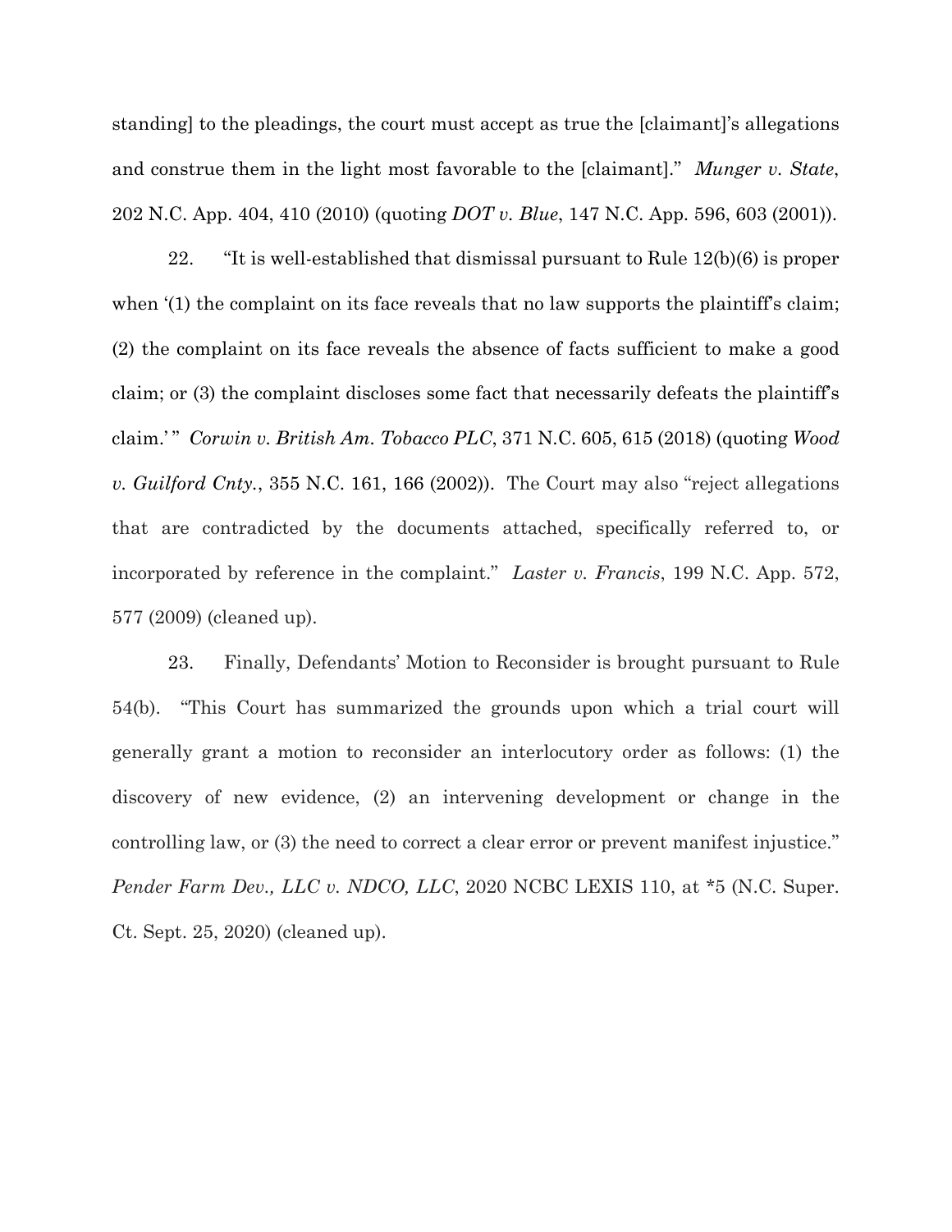standing] to the pleadings, the court must accept as true the [claimant]'s allegations and construe them in the light most favorable to the [claimant]." *Munger v. State*, 202 N.C. App. 404, 410 (2010) (quoting *DOT v. Blue*, 147 N.C. App. 596, 603 (2001)).

22. "It is well-established that dismissal pursuant to Rule 12(b)(6) is proper when '(1) the complaint on its face reveals that no law supports the plaintiff's claim; (2) the complaint on its face reveals the absence of facts sufficient to make a good claim; or (3) the complaint discloses some fact that necessarily defeats the plaintiff's claim.' " *Corwin v. British Am. Tobacco PLC*, 371 N.C. 605, 615 (2018) (quoting *Wood v. Guilford Cnty.*, 355 N.C. 161, 166 (2002)). The Court may also "reject allegations that are contradicted by the documents attached, specifically referred to, or incorporated by reference in the complaint." *Laster v. Francis*, 199 N.C. App. 572, 577 (2009) (cleaned up).

23. Finally, Defendants' Motion to Reconsider is brought pursuant to Rule 54(b). "This Court has summarized the grounds upon which a trial court will generally grant a motion to reconsider an interlocutory order as follows: (1) the discovery of new evidence, (2) an intervening development or change in the controlling law, or (3) the need to correct a clear error or prevent manifest injustice." *Pender Farm Dev., LLC v. NDCO, LLC*, 2020 NCBC LEXIS 110, at *5 (N.C. Super. Ct. Sept. 25, 2020) (cleaned up).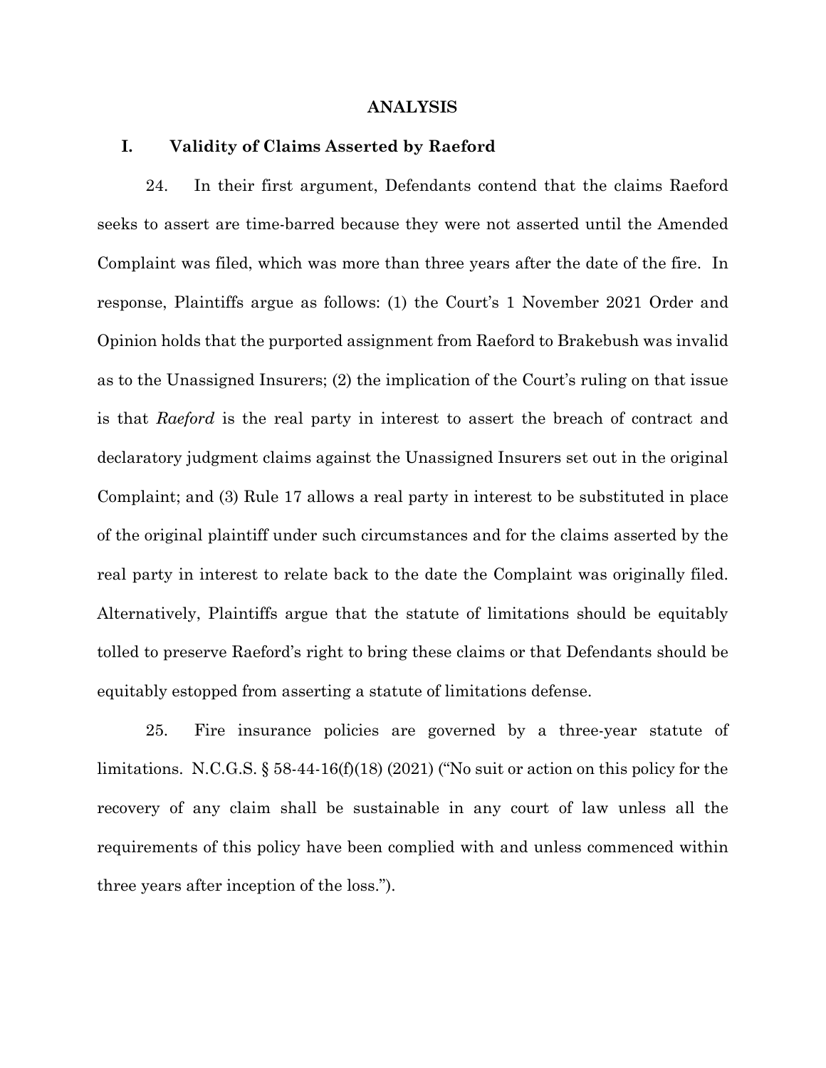## ANALYSIS

### I. Validity of Claims Asserted by Raeford

24. In their first argument, Defendants contend that the claims Raeford seeks to assert are time-barred because they were not asserted until the Amended Complaint was filed, which was more than three years after the date of the fire. In response, Plaintiffs argue as follows: (1) the Court's 1 November 2021 Order and Opinion holds that the purported assignment from Raeford to Brakebush was invalid as to the Unassigned Insurers; (2) the implication of the Court's ruling on that issue is that *Raeford* is the real party in interest to assert the breach of contract and declaratory judgment claims against the Unassigned Insurers set out in the original Complaint; and (3) Rule 17 allows a real party in interest to be substituted in place of the original plaintiff under such circumstances and for the claims asserted by the real party in interest to relate back to the date the Complaint was originally filed. Alternatively, Plaintiffs argue that the statute of limitations should be equitably tolled to preserve Raeford's right to bring these claims or that Defendants should be equitably estopped from asserting a statute of limitations defense.

25. Fire insurance policies are governed by a three-year statute of limitations. N.C.G.S. § 58-44-16(f)(18) (2021) ("No suit or action on this policy for the recovery of any claim shall be sustainable in any court of law unless all the requirements of this policy have been complied with and unless commenced within three years after inception of the loss.").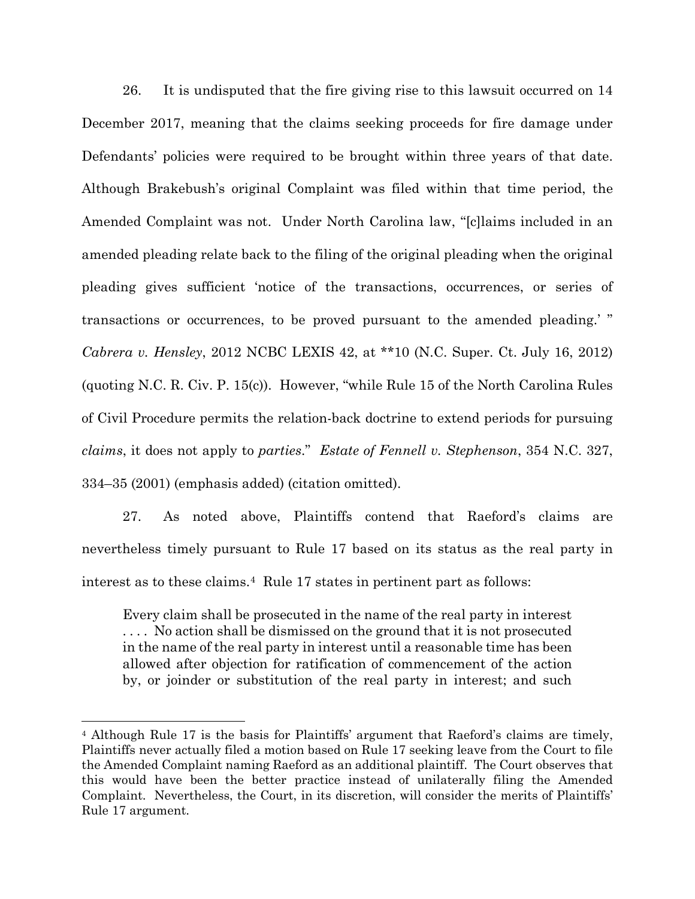26. It is undisputed that the fire giving rise to this lawsuit occurred on 14 December 2017, meaning that the claims seeking proceeds for fire damage under Defendants' policies were required to be brought within three years of that date. Although Brakebush's original Complaint was filed within that time period, the Amended Complaint was not. Under North Carolina law, "[c]laims included in an amended pleading relate back to the filing of the original pleading when the original pleading gives sufficient 'notice of the transactions, occurrences, or series of transactions or occurrences, to be proved pursuant to the amended pleading.' " *Cabrera v. Hensley*, 2012 NCBC LEXIS 42, at **10 (N.C. Super. Ct. July 16, 2012) (quoting N.C. R. Civ. P. 15(c)). However, "while Rule 15 of the North Carolina Rules of Civil Procedure permits the relation-back doctrine to extend periods for pursuing *claims*, it does not apply to *parties*." *Estate of Fennell v. Stephenson*, 354 N.C. 327, 334–35 (2001) (emphasis added) (citation omitted).

27. As noted above, Plaintiffs contend that Raeford's claims are nevertheless timely pursuant to Rule 17 based on its status as the real party in interest as to these claims.[4] Rule 17 states in pertinent part as follows:

> Every claim shall be prosecuted in the name of the real party in interest . . . . No action shall be dismissed on the ground that it is not prosecuted in the name of the real party in interest until a reasonable time has been allowed after objection for ratification of commencement of the action by, or joinder or substitution of the real party in interest; and such

[4] Although Rule 17 is the basis for Plaintiffs' argument that Raeford's claims are timely, Plaintiffs never actually filed a motion based on Rule 17 seeking leave from the Court to file the Amended Complaint naming Raeford as an additional plaintiff. The Court observes that this would have been the better practice instead of unilaterally filing the Amended Complaint. Nevertheless, the Court, in its discretion, will consider the merits of Plaintiffs' Rule 17 argument.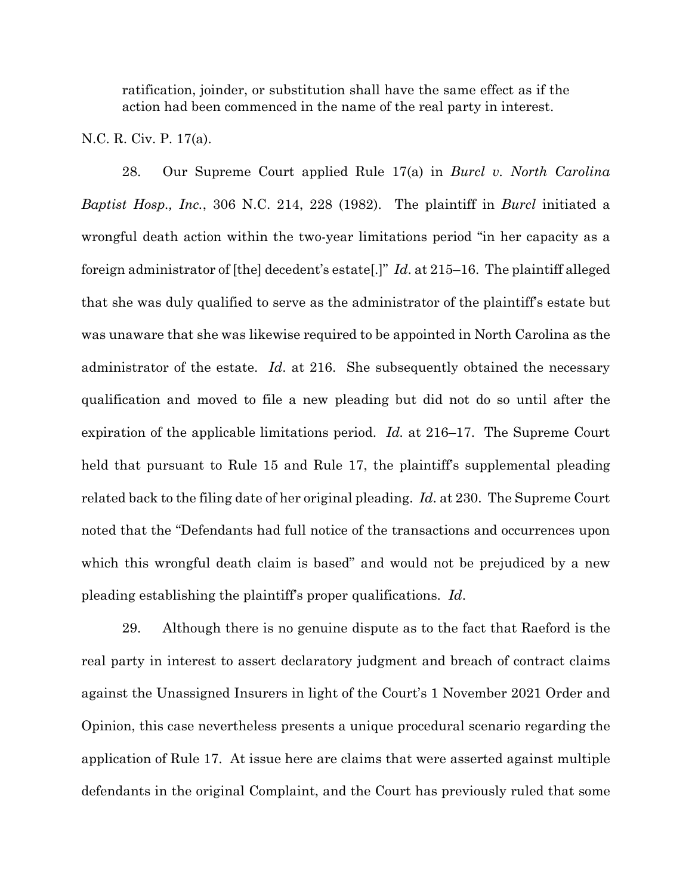ratification, joinder, or substitution shall have the same effect as if the action had been commenced in the name of the real party in interest.

N.C. R. Civ. P. 17(a).

28. Our Supreme Court applied Rule 17(a) in *Burcl v. North Carolina Baptist Hosp., Inc.*, 306 N.C. 214, 228 (1982). The plaintiff in *Burcl* initiated a wrongful death action within the two-year limitations period "in her capacity as a foreign administrator of [the] decedent's estate[.]" *Id.* at 215–16. The plaintiff alleged that she was duly qualified to serve as the administrator of the plaintiff's estate but was unaware that she was likewise required to be appointed in North Carolina as the administrator of the estate. *Id.* at 216. She subsequently obtained the necessary qualification and moved to file a new pleading but did not do so until after the expiration of the applicable limitations period. *Id.* at 216–17. The Supreme Court held that pursuant to Rule 15 and Rule 17, the plaintiff's supplemental pleading related back to the filing date of her original pleading. *Id.* at 230. The Supreme Court noted that the "Defendants had full notice of the transactions and occurrences upon which this wrongful death claim is based" and would not be prejudiced by a new pleading establishing the plaintiff's proper qualifications. *Id.*

29. Although there is no genuine dispute as to the fact that Raeford is the real party in interest to assert declaratory judgment and breach of contract claims against the Unassigned Insurers in light of the Court's 1 November 2021 Order and Opinion, this case nevertheless presents a unique procedural scenario regarding the application of Rule 17. At issue here are claims that were asserted against multiple defendants in the original Complaint, and the Court has previously ruled that some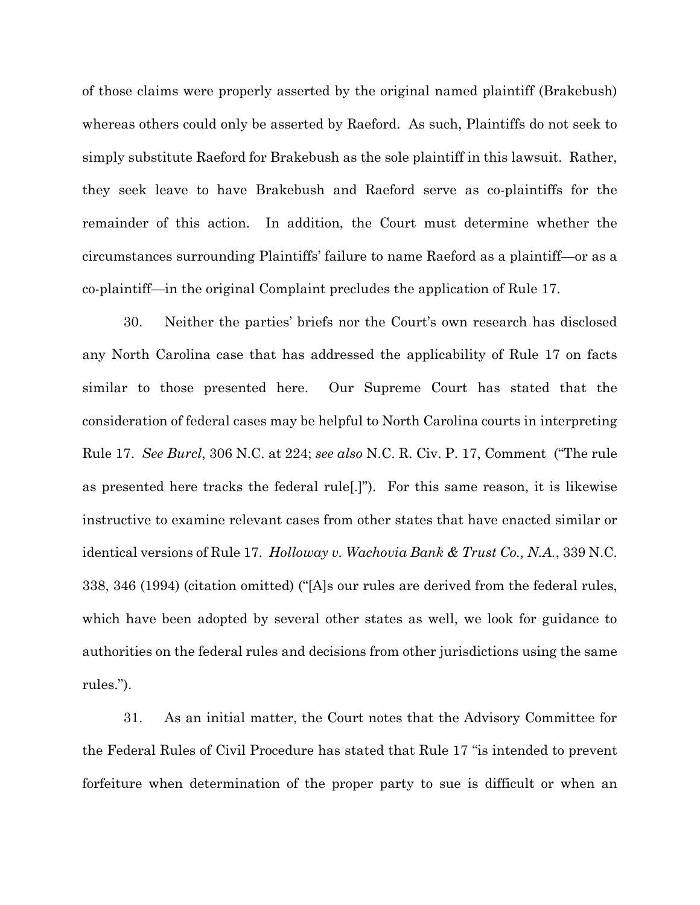of those claims were properly asserted by the original named plaintiff (Brakebush) whereas others could only be asserted by Raeford. As such, Plaintiffs do not seek to simply substitute Raeford for Brakebush as the sole plaintiff in this lawsuit. Rather, they seek leave to have Brakebush and Raeford serve as co-plaintiffs for the remainder of this action. In addition, the Court must determine whether the circumstances surrounding Plaintiffs' failure to name Raeford as a plaintiff—or as a co-plaintiff—in the original Complaint precludes the application of Rule 17.

30. Neither the parties' briefs nor the Court's own research has disclosed any North Carolina case that has addressed the applicability of Rule 17 on facts similar to those presented here. Our Supreme Court has stated that the consideration of federal cases may be helpful to North Carolina courts in interpreting Rule 17. *See Burcl*, 306 N.C. at 224; *see also* N.C. R. Civ. P. 17, Comment ("The rule as presented here tracks the federal rule[.]"). For this same reason, it is likewise instructive to examine relevant cases from other states that have enacted similar or identical versions of Rule 17. *Holloway v. Wachovia Bank & Trust Co., N.A.*, 339 N.C. 338, 346 (1994) (citation omitted) ("[A]s our rules are derived from the federal rules, which have been adopted by several other states as well, we look for guidance to authorities on the federal rules and decisions from other jurisdictions using the same rules.").

31. As an initial matter, the Court notes that the Advisory Committee for the Federal Rules of Civil Procedure has stated that Rule 17 "is intended to prevent forfeiture when determination of the proper party to sue is difficult or when an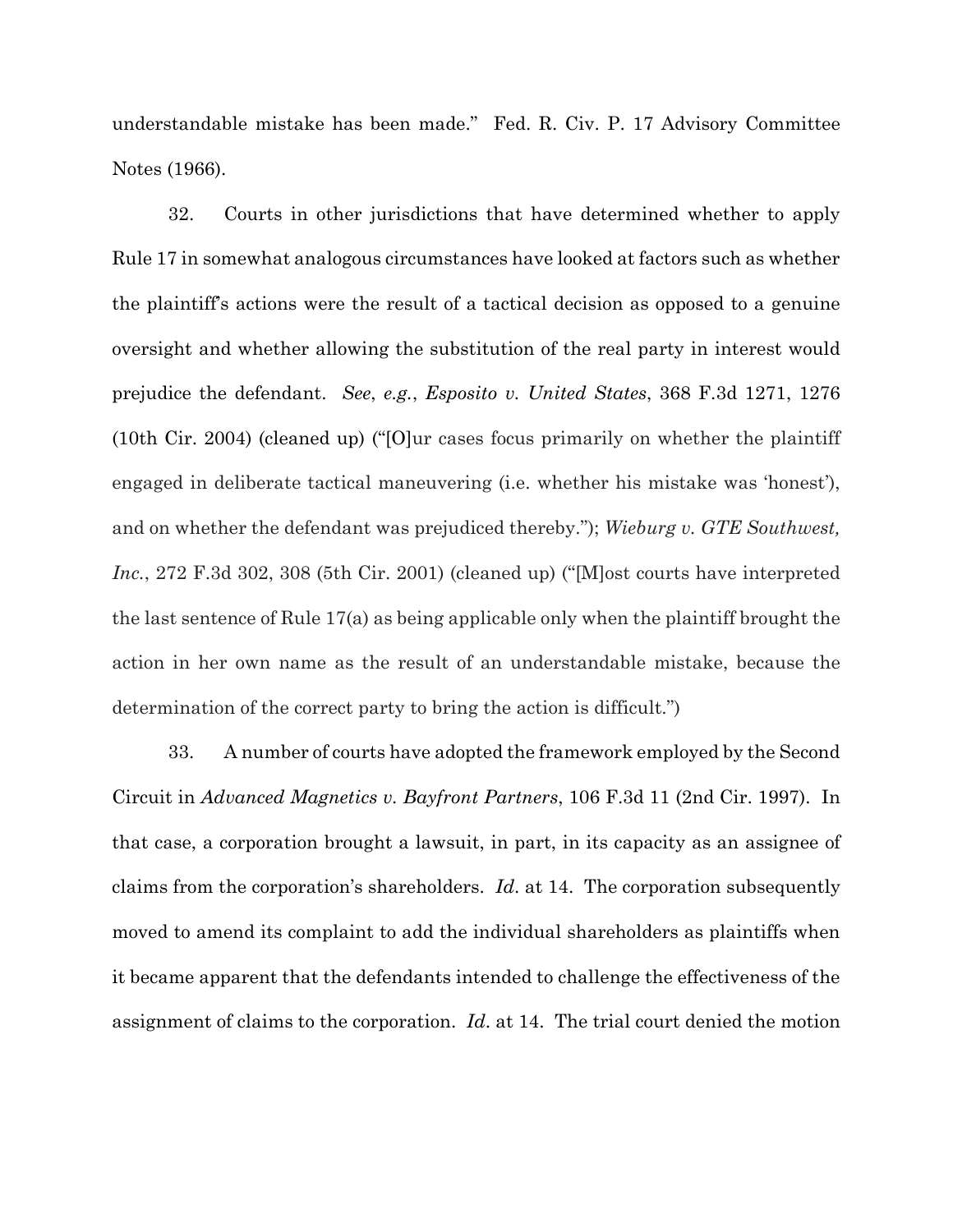understandable mistake has been made." Fed. R. Civ. P. 17 Advisory Committee Notes (1966).

32. Courts in other jurisdictions that have determined whether to apply Rule 17 in somewhat analogous circumstances have looked at factors such as whether the plaintiff's actions were the result of a tactical decision as opposed to a genuine oversight and whether allowing the substitution of the real party in interest would prejudice the defendant. *See*, *e.g.*, *Esposito v. United States*, 368 F.3d 1271, 1276 (10th Cir. 2004) (cleaned up) ("[O]ur cases focus primarily on whether the plaintiff engaged in deliberate tactical maneuvering (i.e. whether his mistake was 'honest'), and on whether the defendant was prejudiced thereby."); *Wieburg v. GTE Southwest, Inc.*, 272 F.3d 302, 308 (5th Cir. 2001) (cleaned up) ("[M]ost courts have interpreted the last sentence of Rule 17(a) as being applicable only when the plaintiff brought the action in her own name as the result of an understandable mistake, because the determination of the correct party to bring the action is difficult.")

33. A number of courts have adopted the framework employed by the Second Circuit in *Advanced Magnetics v. Bayfront Partners*, 106 F.3d 11 (2nd Cir. 1997). In that case, a corporation brought a lawsuit, in part, in its capacity as an assignee of claims from the corporation's shareholders. *Id*. at 14. The corporation subsequently moved to amend its complaint to add the individual shareholders as plaintiffs when it became apparent that the defendants intended to challenge the effectiveness of the assignment of claims to the corporation. *Id*. at 14. The trial court denied the motion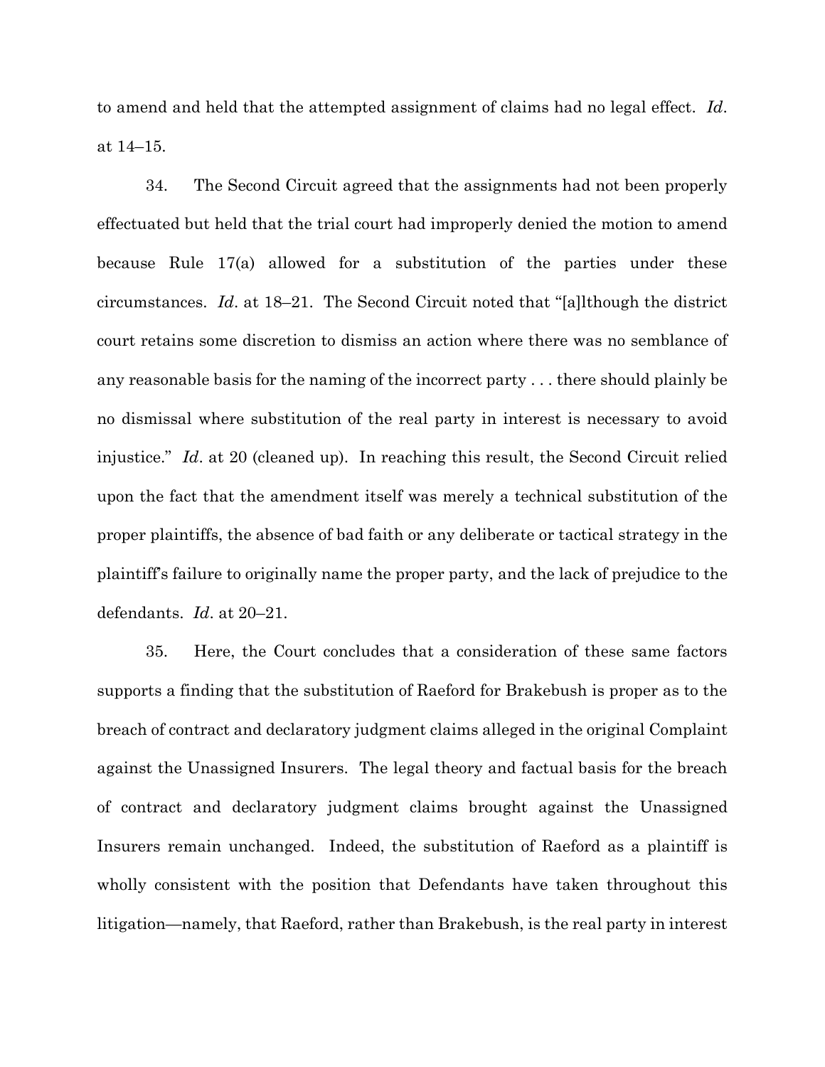to amend and held that the attempted assignment of claims had no legal effect. *Id*. at 14–15.

34. The Second Circuit agreed that the assignments had not been properly effectuated but held that the trial court had improperly denied the motion to amend because Rule 17(a) allowed for a substitution of the parties under these circumstances. *Id*. at 18–21. The Second Circuit noted that "[a]lthough the district court retains some discretion to dismiss an action where there was no semblance of any reasonable basis for the naming of the incorrect party . . . there should plainly be no dismissal where substitution of the real party in interest is necessary to avoid injustice." *Id*. at 20 (cleaned up). In reaching this result, the Second Circuit relied upon the fact that the amendment itself was merely a technical substitution of the proper plaintiffs, the absence of bad faith or any deliberate or tactical strategy in the plaintiff's failure to originally name the proper party, and the lack of prejudice to the defendants. *Id*. at 20–21.

35. Here, the Court concludes that a consideration of these same factors supports a finding that the substitution of Raeford for Brakebush is proper as to the breach of contract and declaratory judgment claims alleged in the original Complaint against the Unassigned Insurers. The legal theory and factual basis for the breach of contract and declaratory judgment claims brought against the Unassigned Insurers remain unchanged. Indeed, the substitution of Raeford as a plaintiff is wholly consistent with the position that Defendants have taken throughout this litigation—namely, that Raeford, rather than Brakebush, is the real party in interest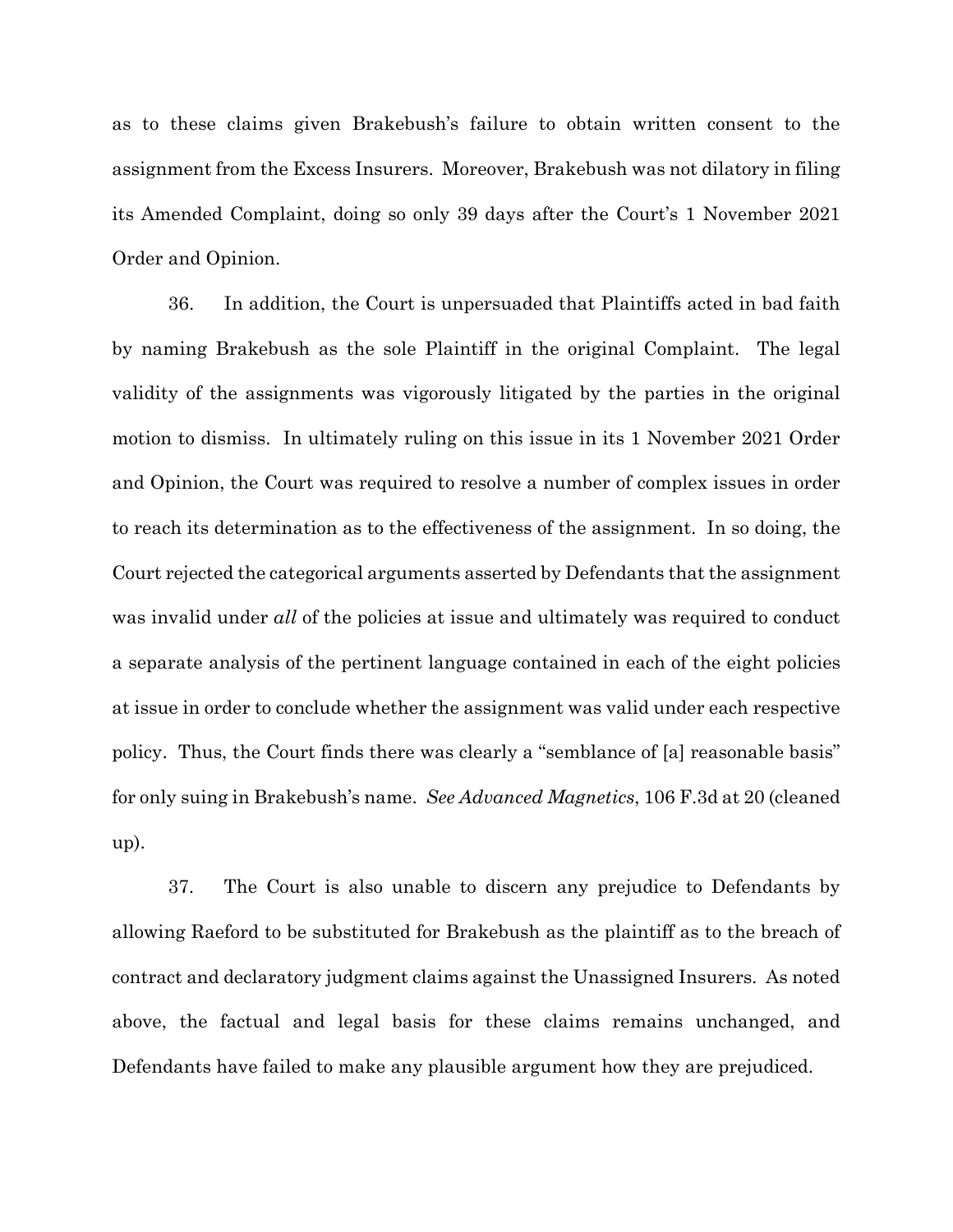as to these claims given Brakebush's failure to obtain written consent to the assignment from the Excess Insurers. Moreover, Brakebush was not dilatory in filing its Amended Complaint, doing so only 39 days after the Court's 1 November 2021 Order and Opinion.

36. In addition, the Court is unpersuaded that Plaintiffs acted in bad faith by naming Brakebush as the sole Plaintiff in the original Complaint. The legal validity of the assignments was vigorously litigated by the parties in the original motion to dismiss. In ultimately ruling on this issue in its 1 November 2021 Order and Opinion, the Court was required to resolve a number of complex issues in order to reach its determination as to the effectiveness of the assignment. In so doing, the Court rejected the categorical arguments asserted by Defendants that the assignment was invalid under *all* of the policies at issue and ultimately was required to conduct a separate analysis of the pertinent language contained in each of the eight policies at issue in order to conclude whether the assignment was valid under each respective policy. Thus, the Court finds there was clearly a "semblance of [a] reasonable basis" for only suing in Brakebush's name. *See Advanced Magnetics*, 106 F.3d at 20 (cleaned up).

37. The Court is also unable to discern any prejudice to Defendants by allowing Raeford to be substituted for Brakebush as the plaintiff as to the breach of contract and declaratory judgment claims against the Unassigned Insurers. As noted above, the factual and legal basis for these claims remains unchanged, and Defendants have failed to make any plausible argument how they are prejudiced.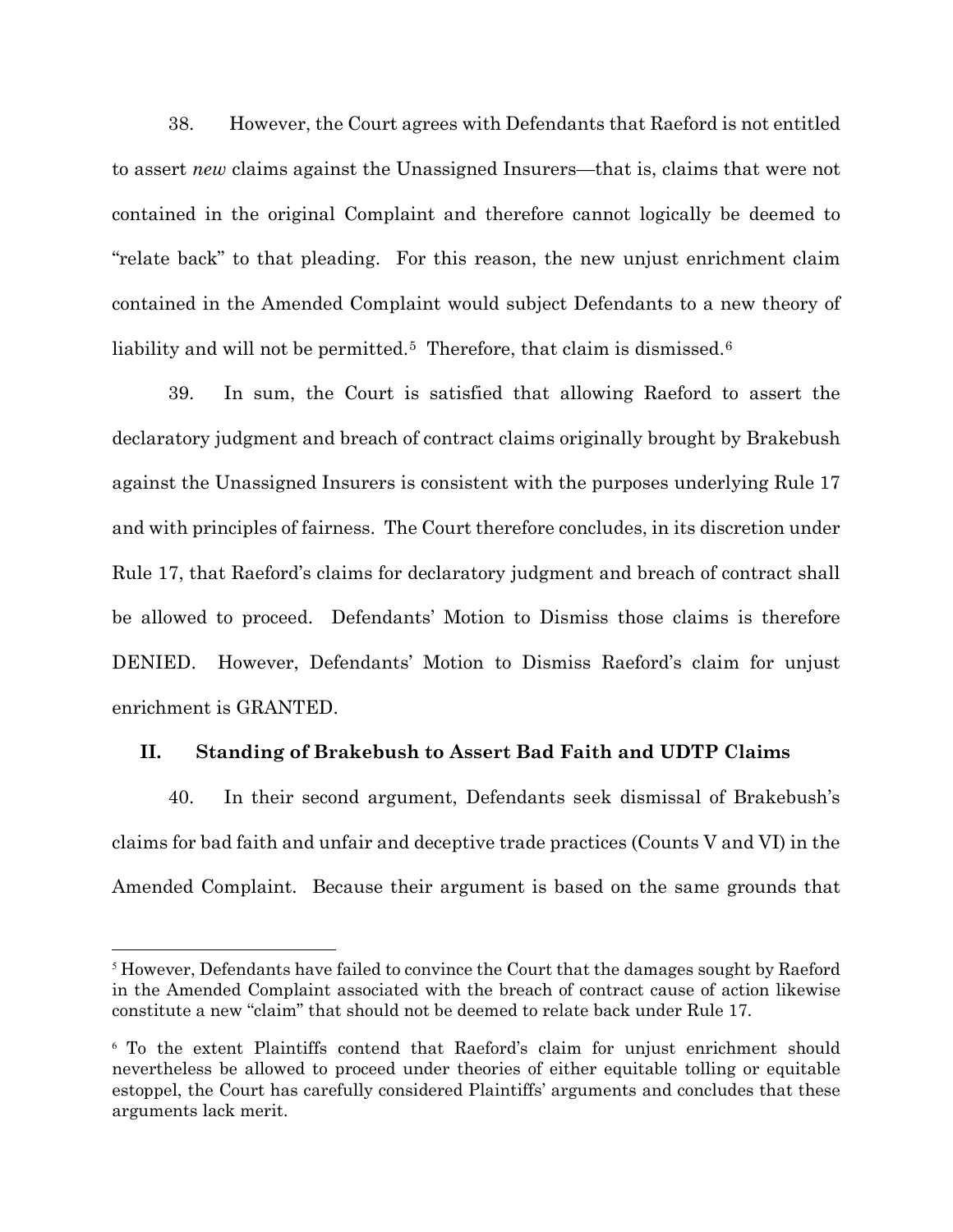38. However, the Court agrees with Defendants that Raeford is not entitled to assert *new* claims against the Unassigned Insurers—that is, claims that were not contained in the original Complaint and therefore cannot logically be deemed to "relate back" to that pleading. For this reason, the new unjust enrichment claim contained in the Amended Complaint would subject Defendants to a new theory of liability and will not be permitted.[5] Therefore, that claim is dismissed.[6]

39. In sum, the Court is satisfied that allowing Raeford to assert the declaratory judgment and breach of contract claims originally brought by Brakebush against the Unassigned Insurers is consistent with the purposes underlying Rule 17 and with principles of fairness. The Court therefore concludes, in its discretion under Rule 17, that Raeford's claims for declaratory judgment and breach of contract shall be allowed to proceed. Defendants' Motion to Dismiss those claims is therefore DENIED. However, Defendants' Motion to Dismiss Raeford's claim for unjust enrichment is GRANTED.

## II. Standing of Brakebush to Assert Bad Faith and UDTP Claims

40. In their second argument, Defendants seek dismissal of Brakebush's claims for bad faith and unfair and deceptive trade practices (Counts V and VI) in the Amended Complaint. Because their argument is based on the same grounds that

---

[5] However, Defendants have failed to convince the Court that the damages sought by Raeford in the Amended Complaint associated with the breach of contract cause of action likewise constitute a new "claim" that should not be deemed to relate back under Rule 17.

[6] To the extent Plaintiffs contend that Raeford's claim for unjust enrichment should nevertheless be allowed to proceed under theories of either equitable tolling or equitable estoppel, the Court has carefully considered Plaintiffs' arguments and concludes that these arguments lack merit.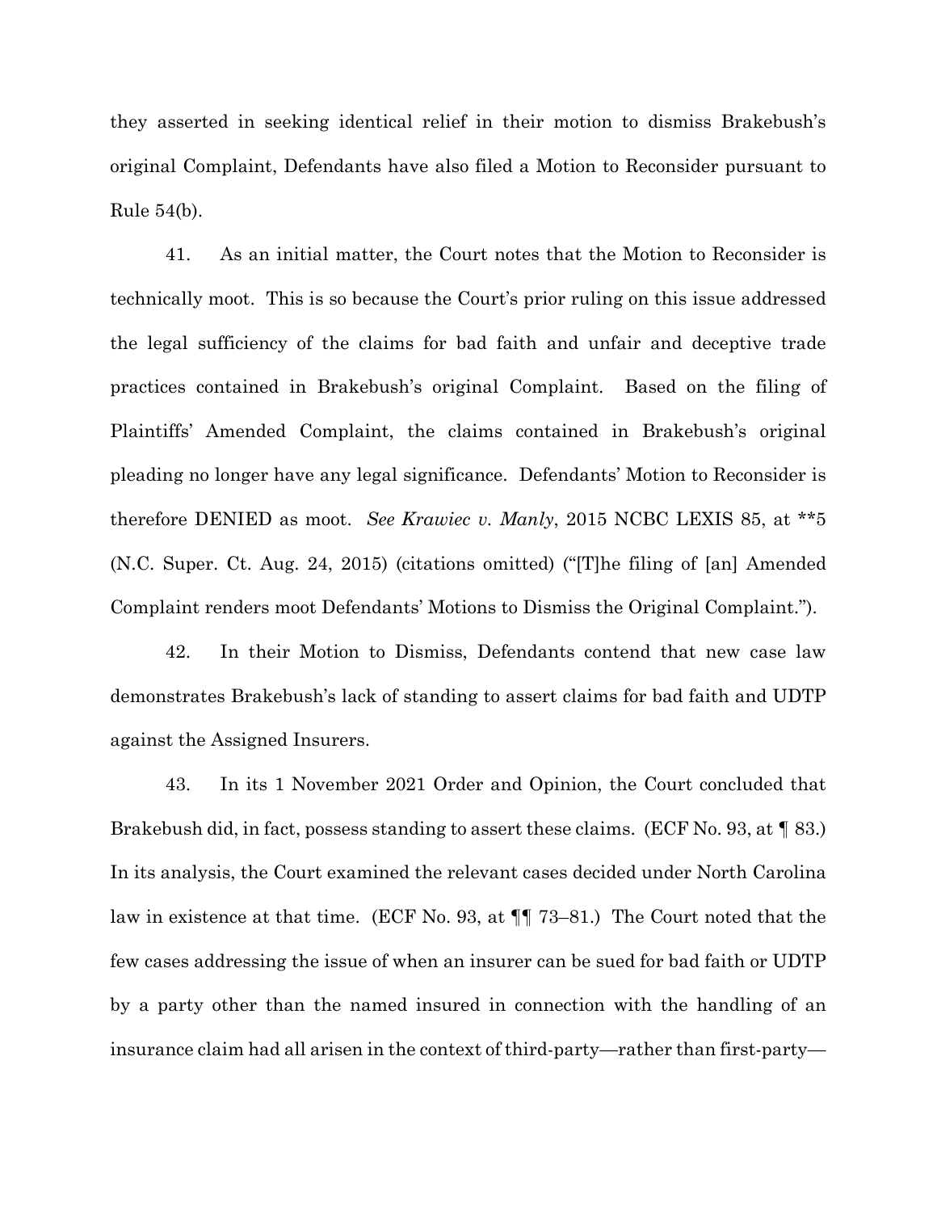they asserted in seeking identical relief in their motion to dismiss Brakebush's original Complaint, Defendants have also filed a Motion to Reconsider pursuant to Rule 54(b).

41. As an initial matter, the Court notes that the Motion to Reconsider is technically moot. This is so because the Court's prior ruling on this issue addressed the legal sufficiency of the claims for bad faith and unfair and deceptive trade practices contained in Brakebush's original Complaint. Based on the filing of Plaintiffs' Amended Complaint, the claims contained in Brakebush's original pleading no longer have any legal significance. Defendants' Motion to Reconsider is therefore DENIED as moot. *See Krawiec v. Manly*, 2015 NCBC LEXIS 85, at **5 (N.C. Super. Ct. Aug. 24, 2015) (citations omitted) ("[T]he filing of [an] Amended Complaint renders moot Defendants' Motions to Dismiss the Original Complaint.").

42. In their Motion to Dismiss, Defendants contend that new case law demonstrates Brakebush's lack of standing to assert claims for bad faith and UDTP against the Assigned Insurers.

43. In its 1 November 2021 Order and Opinion, the Court concluded that Brakebush did, in fact, possess standing to assert these claims. (ECF No. 93, at ¶ 83.) In its analysis, the Court examined the relevant cases decided under North Carolina law in existence at that time. (ECF No. 93, at ¶¶ 73–81.) The Court noted that the few cases addressing the issue of when an insurer can be sued for bad faith or UDTP by a party other than the named insured in connection with the handling of an insurance claim had all arisen in the context of third-party—rather than first-party—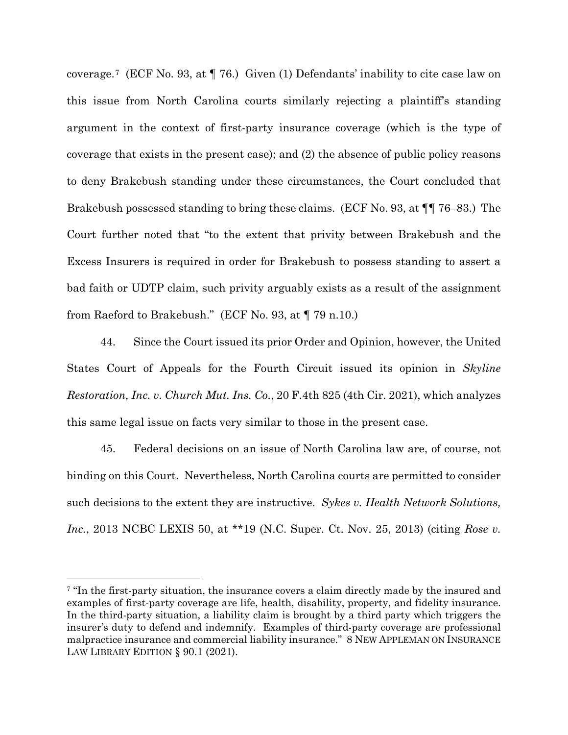coverage.[7] (ECF No. 93, at ¶ 76.) Given (1) Defendants' inability to cite case law on this issue from North Carolina courts similarly rejecting a plaintiff's standing argument in the context of first-party insurance coverage (which is the type of coverage that exists in the present case); and (2) the absence of public policy reasons to deny Brakebush standing under these circumstances, the Court concluded that Brakebush possessed standing to bring these claims. (ECF No. 93, at ¶¶ 76–83.) The Court further noted that "to the extent that privity between Brakebush and the Excess Insurers is required in order for Brakebush to possess standing to assert a bad faith or UDTP claim, such privity arguably exists as a result of the assignment from Raeford to Brakebush." (ECF No. 93, at ¶ 79 n.10.)

44. Since the Court issued its prior Order and Opinion, however, the United States Court of Appeals for the Fourth Circuit issued its opinion in *Skyline Restoration, Inc. v. Church Mut. Ins. Co.*, 20 F.4th 825 (4th Cir. 2021), which analyzes this same legal issue on facts very similar to those in the present case.

45. Federal decisions on an issue of North Carolina law are, of course, not binding on this Court. Nevertheless, North Carolina courts are permitted to consider such decisions to the extent they are instructive. *Sykes v. Health Network Solutions, Inc.*, 2013 NCBC LEXIS 50, at **19 (N.C. Super. Ct. Nov. 25, 2013) (citing *Rose v.*

---

[7] "In the first-party situation, the insurance covers a claim directly made by the insured and examples of first-party coverage are life, health, disability, property, and fidelity insurance. In the third-party situation, a liability claim is brought by a third party which triggers the insurer's duty to defend and indemnify. Examples of third-party coverage are professional malpractice insurance and commercial liability insurance." 8 NEW APPLEMAN ON INSURANCE LAW LIBRARY EDITION § 90.1 (2021).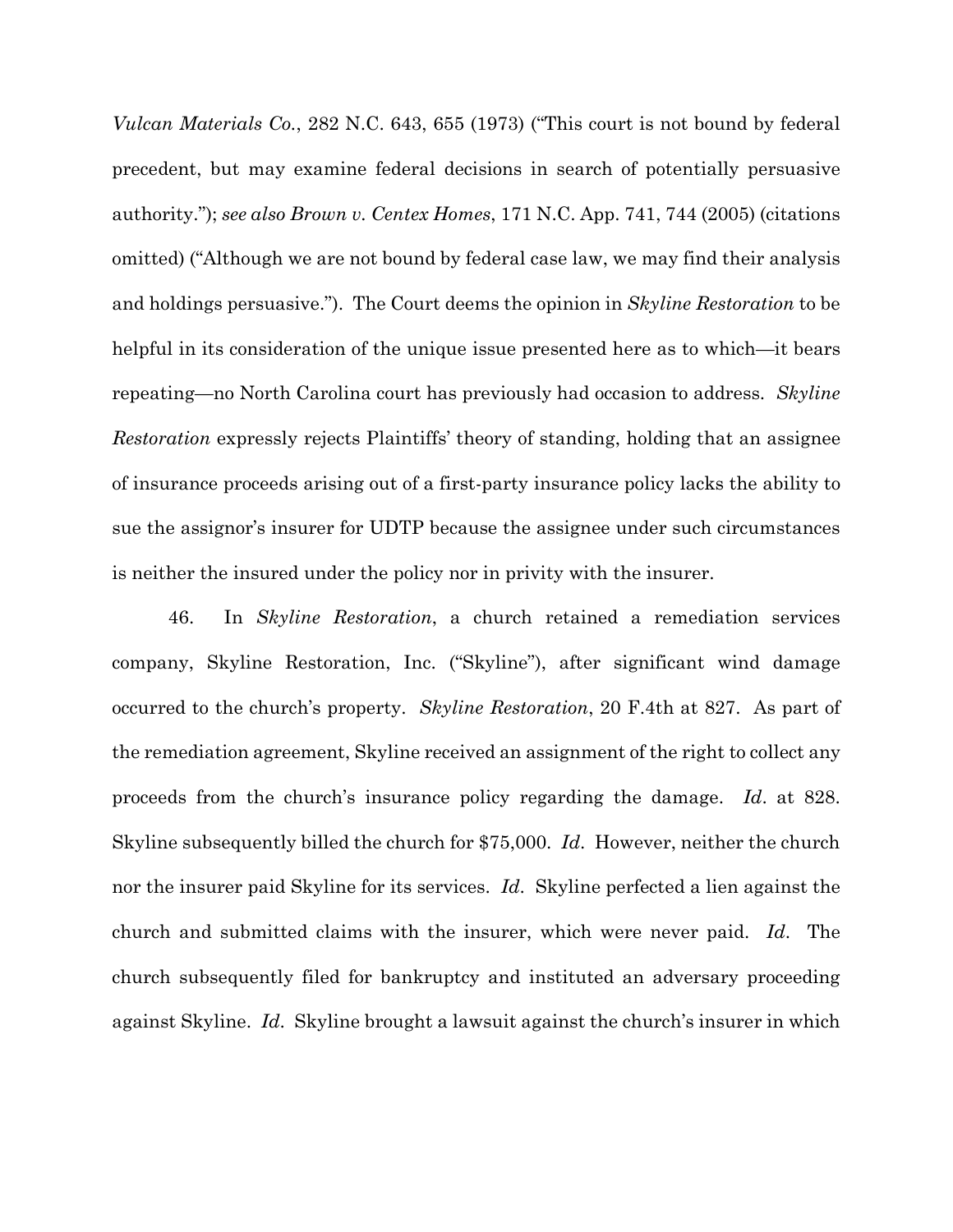*Vulcan Materials Co.*, 282 N.C. 643, 655 (1973) ("This court is not bound by federal precedent, but may examine federal decisions in search of potentially persuasive authority."); *see also Brown v. Centex Homes*, 171 N.C. App. 741, 744 (2005) (citations omitted) ("Although we are not bound by federal case law, we may find their analysis and holdings persuasive."). The Court deems the opinion in *Skyline Restoration* to be helpful in its consideration of the unique issue presented here as to which—it bears repeating—no North Carolina court has previously had occasion to address. *Skyline Restoration* expressly rejects Plaintiffs' theory of standing, holding that an assignee of insurance proceeds arising out of a first-party insurance policy lacks the ability to sue the assignor's insurer for UDTP because the assignee under such circumstances is neither the insured under the policy nor in privity with the insurer.

46. In *Skyline Restoration*, a church retained a remediation services company, Skyline Restoration, Inc. ("Skyline"), after significant wind damage occurred to the church's property. *Skyline Restoration*, 20 F.4th at 827. As part of the remediation agreement, Skyline received an assignment of the right to collect any proceeds from the church's insurance policy regarding the damage. *Id*. at 828. Skyline subsequently billed the church for $75,000. *Id*. However, neither the church nor the insurer paid Skyline for its services. *Id*. Skyline perfected a lien against the church and submitted claims with the insurer, which were never paid. *Id*. The church subsequently filed for bankruptcy and instituted an adversary proceeding against Skyline. *Id*. Skyline brought a lawsuit against the church's insurer in which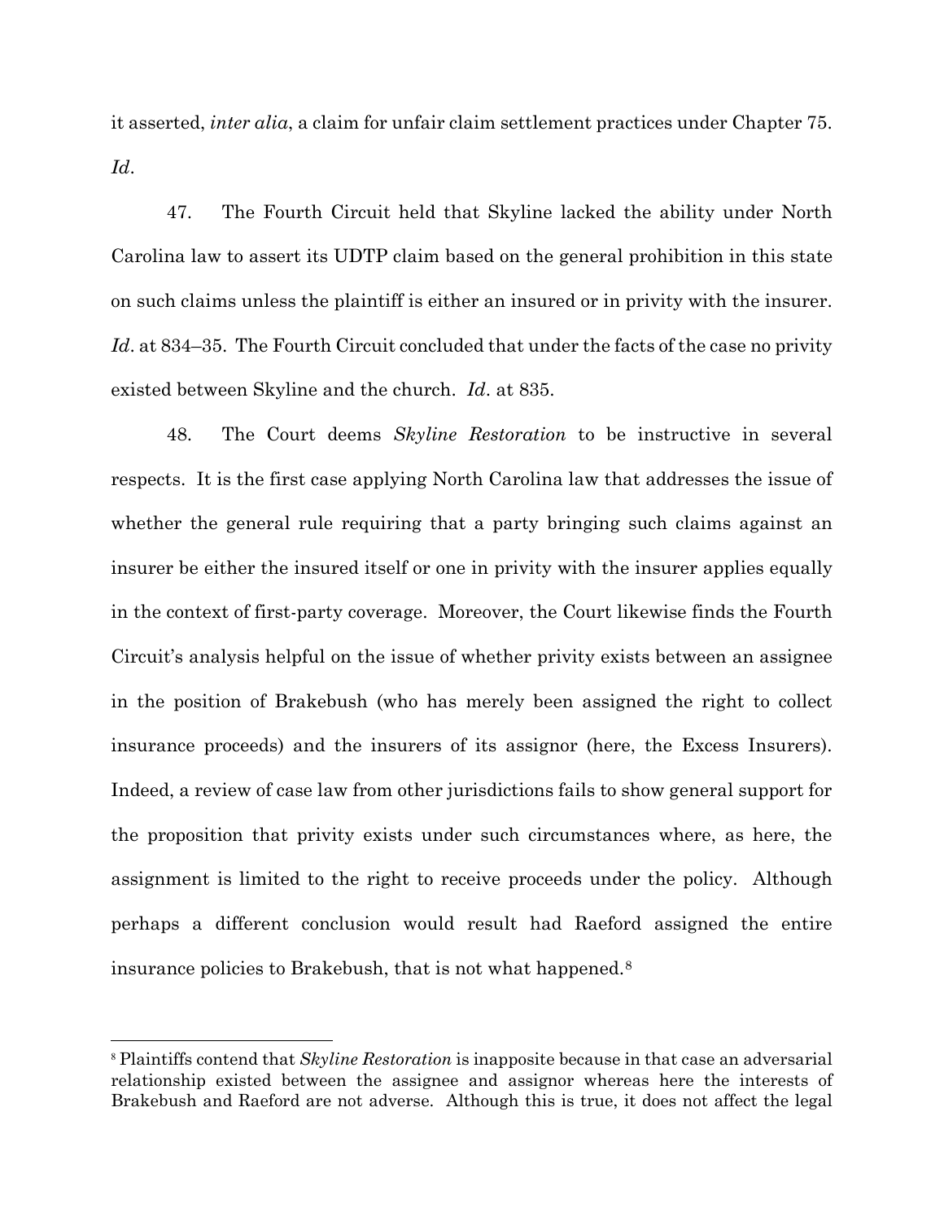it asserted, *inter alia*, a claim for unfair claim settlement practices under Chapter 75. *Id*.

47. The Fourth Circuit held that Skyline lacked the ability under North Carolina law to assert its UDTP claim based on the general prohibition in this state on such claims unless the plaintiff is either an insured or in privity with the insurer. *Id*. at 834–35. The Fourth Circuit concluded that under the facts of the case no privity existed between Skyline and the church. *Id*. at 835.

48. The Court deems *Skyline Restoration* to be instructive in several respects. It is the first case applying North Carolina law that addresses the issue of whether the general rule requiring that a party bringing such claims against an insurer be either the insured itself or one in privity with the insurer applies equally in the context of first-party coverage. Moreover, the Court likewise finds the Fourth Circuit's analysis helpful on the issue of whether privity exists between an assignee in the position of Brakebush (who has merely been assigned the right to collect insurance proceeds) and the insurers of its assignor (here, the Excess Insurers). Indeed, a review of case law from other jurisdictions fails to show general support for the proposition that privity exists under such circumstances where, as here, the assignment is limited to the right to receive proceeds under the policy. Although perhaps a different conclusion would result had Raeford assigned the entire insurance policies to Brakebush, that is not what happened.[8]

[8] Plaintiffs contend that *Skyline Restoration* is inapposite because in that case an adversarial relationship existed between the assignee and assignor whereas here the interests of Brakebush and Raeford are not adverse. Although this is true, it does not affect the legal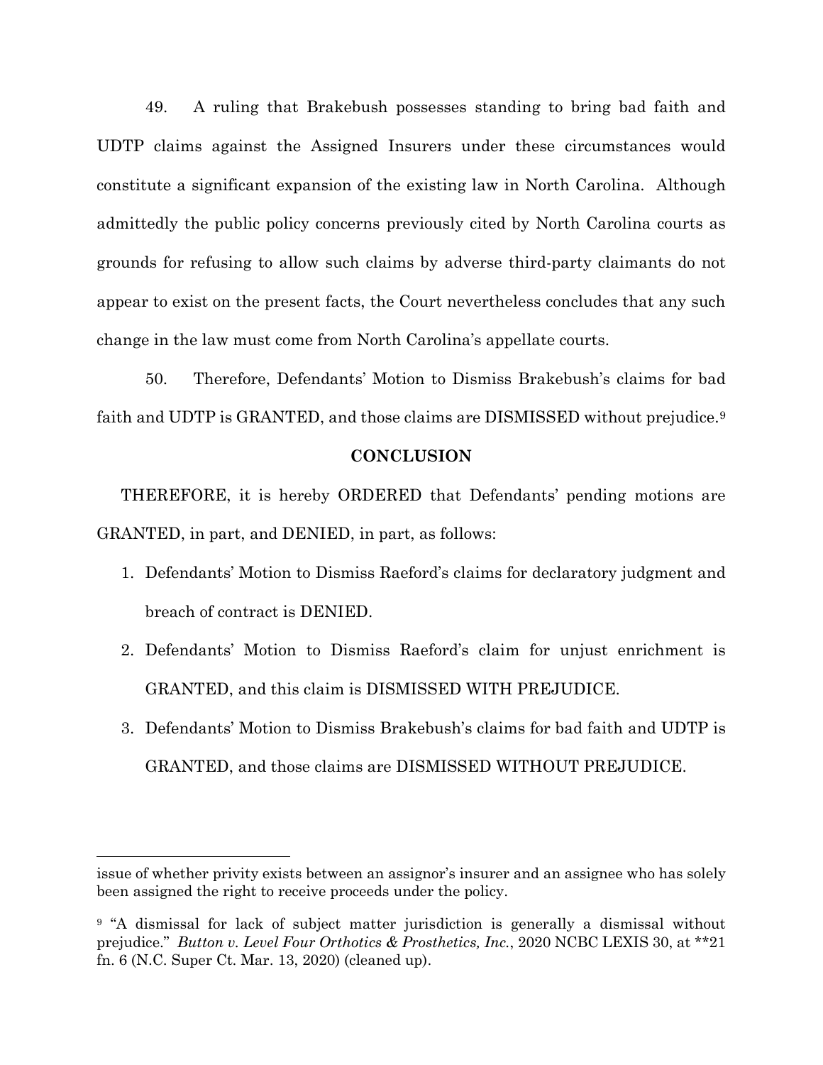49. A ruling that Brakebush possesses standing to bring bad faith and UDTP claims against the Assigned Insurers under these circumstances would constitute a significant expansion of the existing law in North Carolina. Although admittedly the public policy concerns previously cited by North Carolina courts as grounds for refusing to allow such claims by adverse third-party claimants do not appear to exist on the present facts, the Court nevertheless concludes that any such change in the law must come from North Carolina's appellate courts.

50. Therefore, Defendants' Motion to Dismiss Brakebush's claims for bad faith and UDTP is GRANTED, and those claims are DISMISSED without prejudice.[9]

## CONCLUSION

THEREFORE, it is hereby ORDERED that Defendants' pending motions are GRANTED, in part, and DENIED, in part, as follows:

1. Defendants' Motion to Dismiss Raeford's claims for declaratory judgment and breach of contract is DENIED.
2. Defendants' Motion to Dismiss Raeford's claim for unjust enrichment is GRANTED, and this claim is DISMISSED WITH PREJUDICE.
3. Defendants' Motion to Dismiss Brakebush's claims for bad faith and UDTP is GRANTED, and those claims are DISMISSED WITHOUT PREJUDICE.

---

issue of whether privity exists between an assignor's insurer and an assignee who has solely been assigned the right to receive proceeds under the policy.

[9] "A dismissal for lack of subject matter jurisdiction is generally a dismissal without prejudice." *Button v. Level Four Orthotics & Prosthetics, Inc.*, 2020 NCBC LEXIS 30, at **21 fn. 6 (N.C. Super Ct. Mar. 13, 2020) (cleaned up).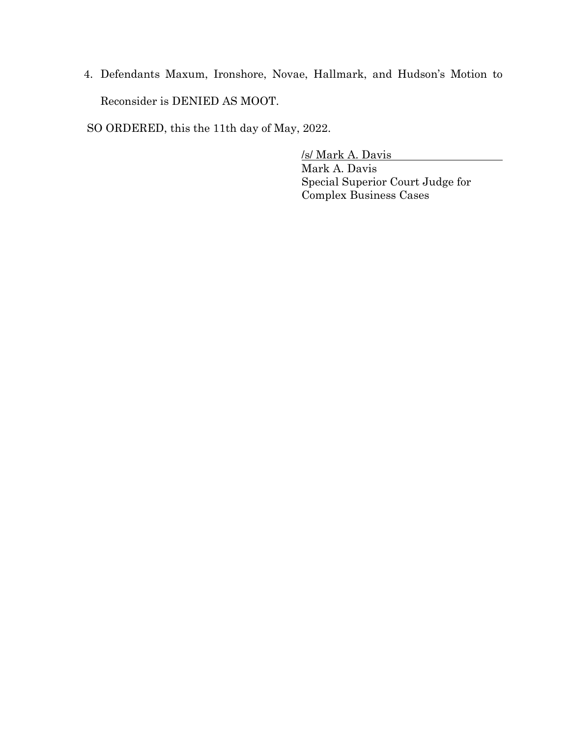4. Defendants Maxum, Ironshore, Novae, Hallmark, and Hudson's Motion to Reconsider is DENIED AS MOOT.

SO ORDERED, this the 11th day of May, 2022.

/s/ Mark A. Davis
Mark A. Davis
Special Superior Court Judge for Complex Business Cases